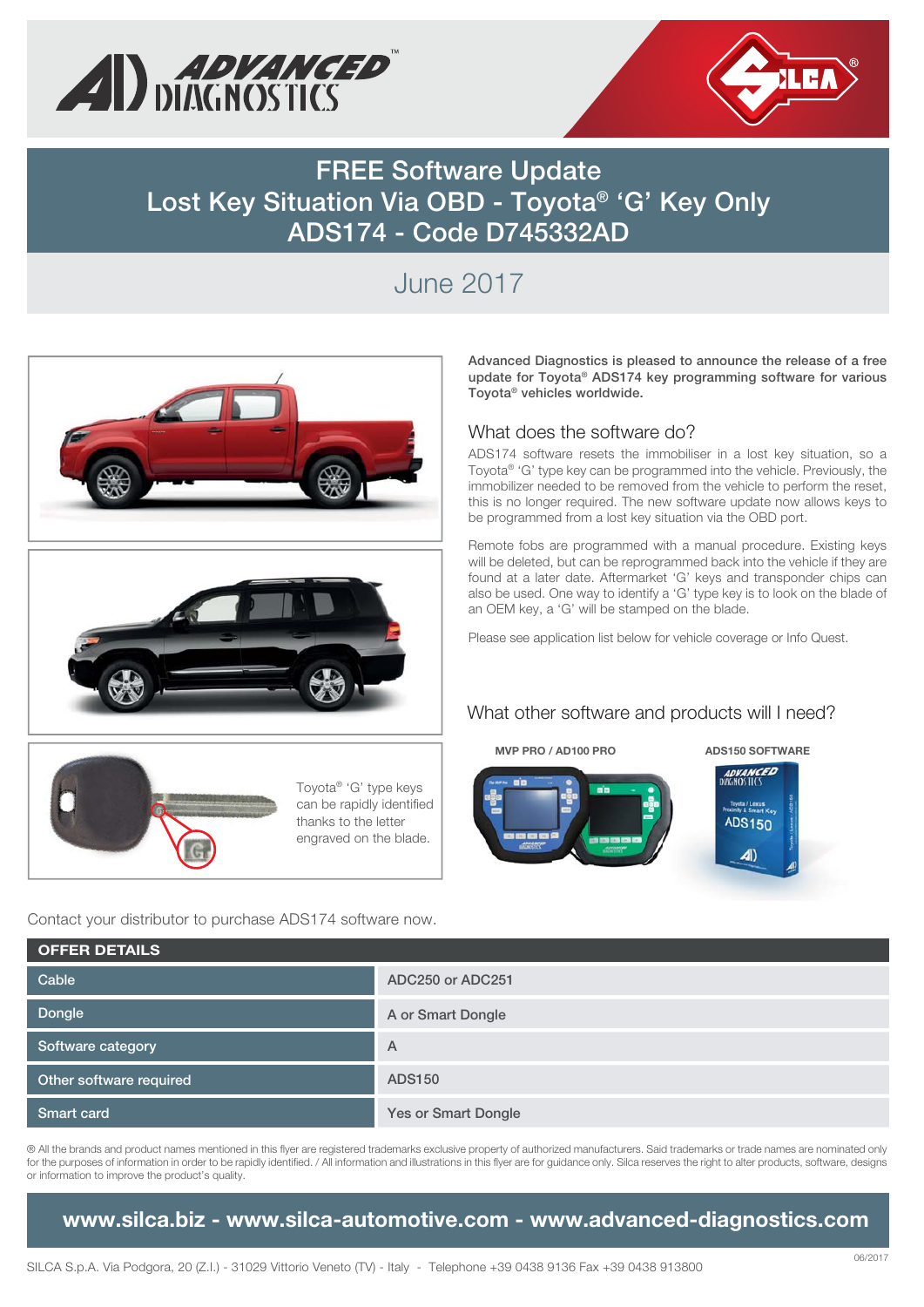# FREE Software Update
# Lost Key Situation Via OBD - Toyota® 'G' Key Only
# ADS174 - Code D745332AD

## June 2017

**Advanced Diagnostics is pleased to announce the release of a free update for Toyota® ADS174 key programming software for various Toyota® vehicles worldwide.**

### What does the software do?

ADS174 software resets the immobiliser in a lost key situation, so a Toyota® 'G' type key can be programmed into the vehicle. Previously, the immobilizer needed to be removed from the vehicle to perform the reset, this is no longer required. The new software update now allows keys to be programmed from a lost key situation via the OBD port.

Remote fobs are programmed with a manual procedure. Existing keys will be deleted, but can be reprogrammed back into the vehicle if they are found at a later date. Aftermarket 'G' keys and transponder chips can also be used. One way to identify a 'G' type key is to look on the blade of an OEM key, a 'G' will be stamped on the blade.

Please see application list below for vehicle coverage or Info Quest.

Toyota® 'G' type keys can be rapidly identified thanks to the letter engraved on the blade.

### What other software and products will I need?

**MVP PRO / AD100 PRO**

**ADS150 SOFTWARE**

Contact your distributor to purchase ADS174 software now.

| OFFER DETAILS | |
|---|---|
| Cable | ADC250 or ADC251 |
| Dongle | A or Smart Dongle |
| Software category | A |
| Other software required | ADS150 |
| Smart card | Yes or Smart Dongle |

® All the brands and product names mentioned in this flyer are registered trademarks exclusive property of authorized manufacturers. Said trademarks or trade names are nominated only for the purposes of information in order to be rapidly identified. / All information and illustrations in this flyer are for guidance only. Silca reserves the right to alter products, software, designs or information to improve the product's quality.

**www.silca.biz - www.silca-automotive.com - www.advanced-diagnostics.com**

SILCA S.p.A. Via Podgora, 20 (Z.I.) - 31029 Vittorio Veneto (TV) - Italy - Telephone +39 0438 9136 Fax +39 0438 913800

06/2017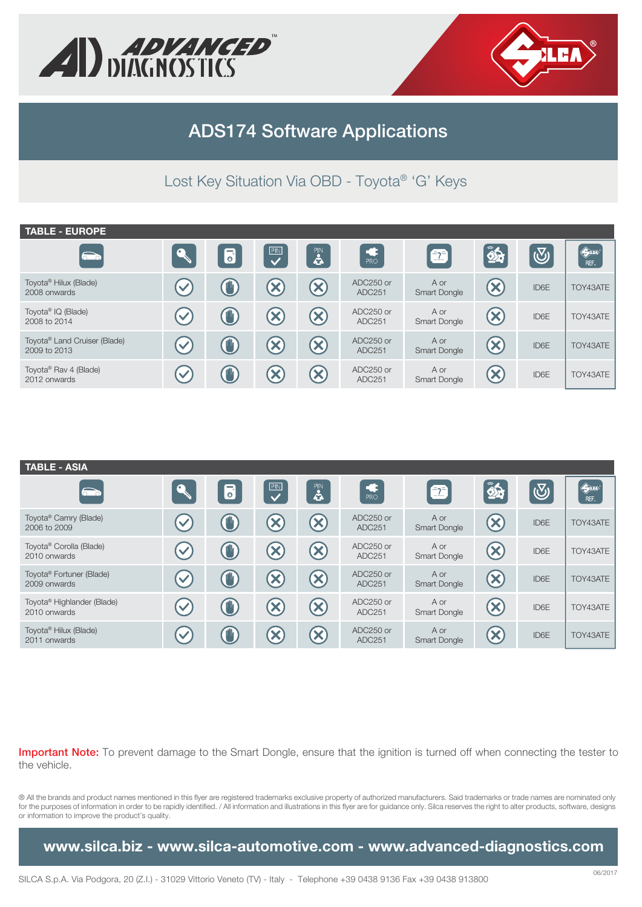ADVANCED DIAGNOSTICS

SILCA

# ADS174 Software Applications

## Lost Key Situation Via OBD - Toyota® 'G' Keys

**TABLE - EUROPE**

| | | | PIN | PIN | PRO | | | | REF. |
|---|---|---|---|---|---|---|---|---|---|
| Toyota® Hilux (Blade) 2008 onwards | ✓ | ✋ | ✗ | ✗ | ADC250 or ADC251 | A or Smart Dongle | ✗ | ID6E | TOY43ATE |
| Toyota® IQ (Blade) 2008 to 2014 | ✓ | ✋ | ✗ | ✗ | ADC250 or ADC251 | A or Smart Dongle | ✗ | ID6E | TOY43ATE |
| Toyota® Land Cruiser (Blade) 2009 to 2013 | ✓ | ✋ | ✗ | ✗ | ADC250 or ADC251 | A or Smart Dongle | ✗ | ID6E | TOY43ATE |
| Toyota® Rav 4 (Blade) 2012 onwards | ✓ | ✋ | ✗ | ✗ | ADC250 or ADC251 | A or Smart Dongle | ✗ | ID6E | TOY43ATE |

**TABLE - ASIA**

| | | | PIN | PIN | PRO | | | | REF. |
|---|---|---|---|---|---|---|---|---|---|
| Toyota® Camry (Blade) 2006 to 2009 | ✓ | ✋ | ✗ | ✗ | ADC250 or ADC251 | A or Smart Dongle | ✗ | ID6E | TOY43ATE |
| Toyota® Corolla (Blade) 2010 onwards | ✓ | ✋ | ✗ | ✗ | ADC250 or ADC251 | A or Smart Dongle | ✗ | ID6E | TOY43ATE |
| Toyota® Fortuner (Blade) 2009 onwards | ✓ | ✋ | ✗ | ✗ | ADC250 or ADC251 | A or Smart Dongle | ✗ | ID6E | TOY43ATE |
| Toyota® Highlander (Blade) 2010 onwards | ✓ | ✋ | ✗ | ✗ | ADC250 or ADC251 | A or Smart Dongle | ✗ | ID6E | TOY43ATE |
| Toyota® Hilux (Blade) 2011 onwards | ✓ | ✋ | ✗ | ✗ | ADC250 or ADC251 | A or Smart Dongle | ✗ | ID6E | TOY43ATE |

**Important Note:** To prevent damage to the Smart Dongle, ensure that the ignition is turned off when connecting the tester to the vehicle.

® All the brands and product names mentioned in this flyer are registered trademarks exclusive property of authorized manufacturers. Said trademarks or trade names are nominated only for the purposes of information in order to be rapidly identified. / All information and illustrations in this flyer are for guidance only. Silca reserves the right to alter products, software, designs or information to improve the product's quality.

**www.silca.biz - www.silca-automotive.com - www.advanced-diagnostics.com**

SILCA S.p.A. Via Podgora, 20 (Z.I.) - 31029 Vittorio Veneto (TV) - Italy - Telephone +39 0438 9136 Fax +39 0438 913800

06/2017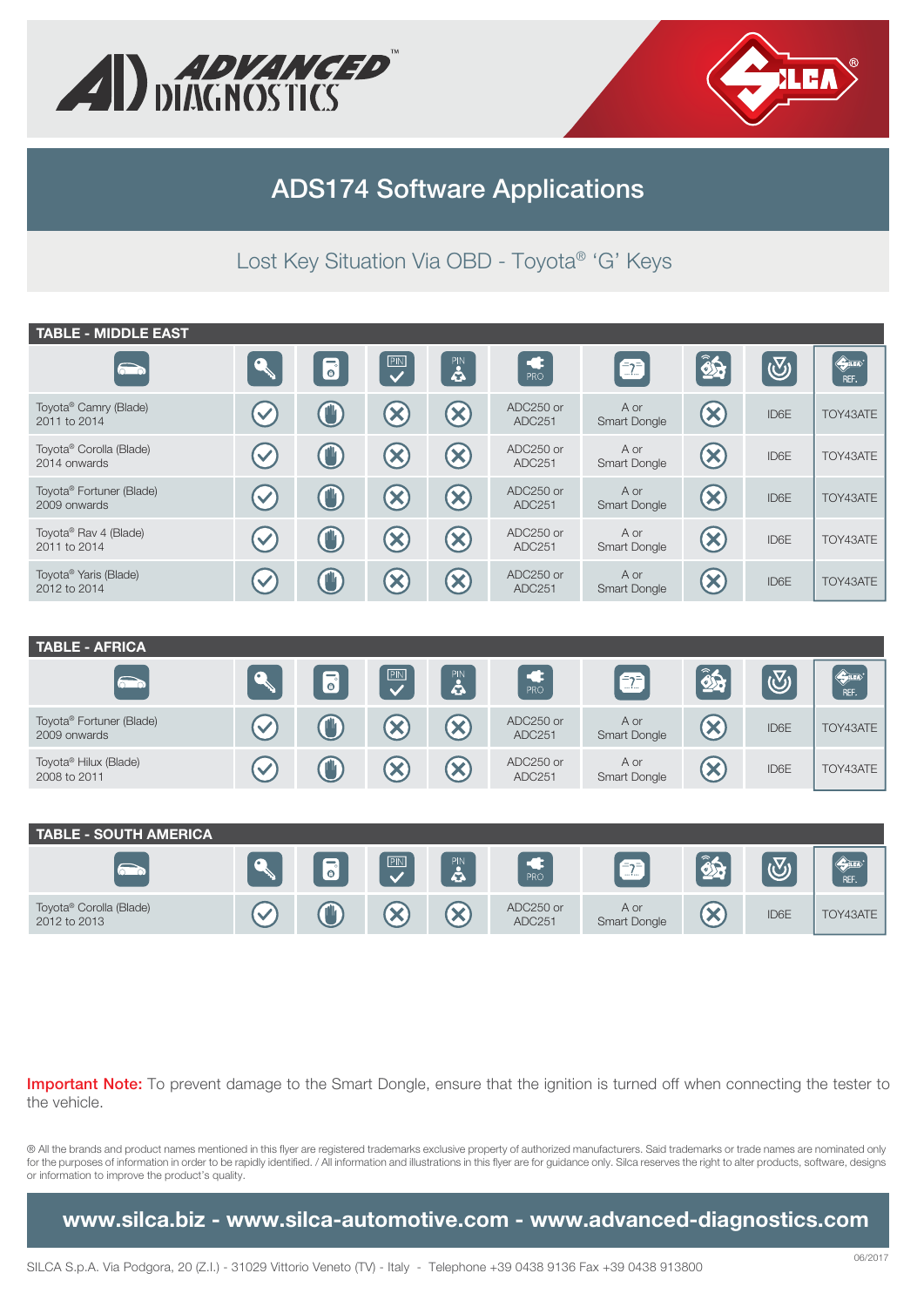# ADS174 Software Applications

## Lost Key Situation Via OBD - Toyota® 'G' Keys

### TABLE - MIDDLE EAST

| | | | | | PRO | | | | REF. |
|---|---|---|---|---|---|---|---|---|---|
| Toyota® Camry (Blade) 2011 to 2014 | ✓ | ✋ | ✗ | ✗ | ADC250 or ADC251 | A or Smart Dongle | ✗ | ID6E | TOY43ATE |
| Toyota® Corolla (Blade) 2014 onwards | ✓ | ✋ | ✗ | ✗ | ADC250 or ADC251 | A or Smart Dongle | ✗ | ID6E | TOY43ATE |
| Toyota® Fortuner (Blade) 2009 onwards | ✓ | ✋ | ✗ | ✗ | ADC250 or ADC251 | A or Smart Dongle | ✗ | ID6E | TOY43ATE |
| Toyota® Rav 4 (Blade) 2011 to 2014 | ✓ | ✋ | ✗ | ✗ | ADC250 or ADC251 | A or Smart Dongle | ✗ | ID6E | TOY43ATE |
| Toyota® Yaris (Blade) 2012 to 2014 | ✓ | ✋ | ✗ | ✗ | ADC250 or ADC251 | A or Smart Dongle | ✗ | ID6E | TOY43ATE |

### TABLE - AFRICA

| | | | | | PRO | | | | REF. |
|---|---|---|---|---|---|---|---|---|---|
| Toyota® Fortuner (Blade) 2009 onwards | ✓ | ✋ | ✗ | ✗ | ADC250 or ADC251 | A or Smart Dongle | ✗ | ID6E | TOY43ATE |
| Toyota® Hilux (Blade) 2008 to 2011 | ✓ | ✋ | ✗ | ✗ | ADC250 or ADC251 | A or Smart Dongle | ✗ | ID6E | TOY43ATE |

### TABLE - SOUTH AMERICA

| | | | | | PRO | | | | REF. |
|---|---|---|---|---|---|---|---|---|---|
| Toyota® Corolla (Blade) 2012 to 2013 | ✓ | ✋ | ✗ | ✗ | ADC250 or ADC251 | A or Smart Dongle | ✗ | ID6E | TOY43ATE |

**Important Note:** To prevent damage to the Smart Dongle, ensure that the ignition is turned off when connecting the tester to the vehicle.

® All the brands and product names mentioned in this flyer are registered trademarks exclusive property of authorized manufacturers. Said trademarks or trade names are nominated only for the purposes of information in order to be rapidly identified. / All information and illustrations in this flyer are for guidance only. Silca reserves the right to alter products, software, designs or information to improve the product's quality.

**www.silca.biz - www.silca-automotive.com - www.advanced-diagnostics.com**

SILCA S.p.A. Via Podgora, 20 (Z.I.) - 31029 Vittorio Veneto (TV) - Italy - Telephone +39 0438 9136 Fax +39 0438 913800

06/2017